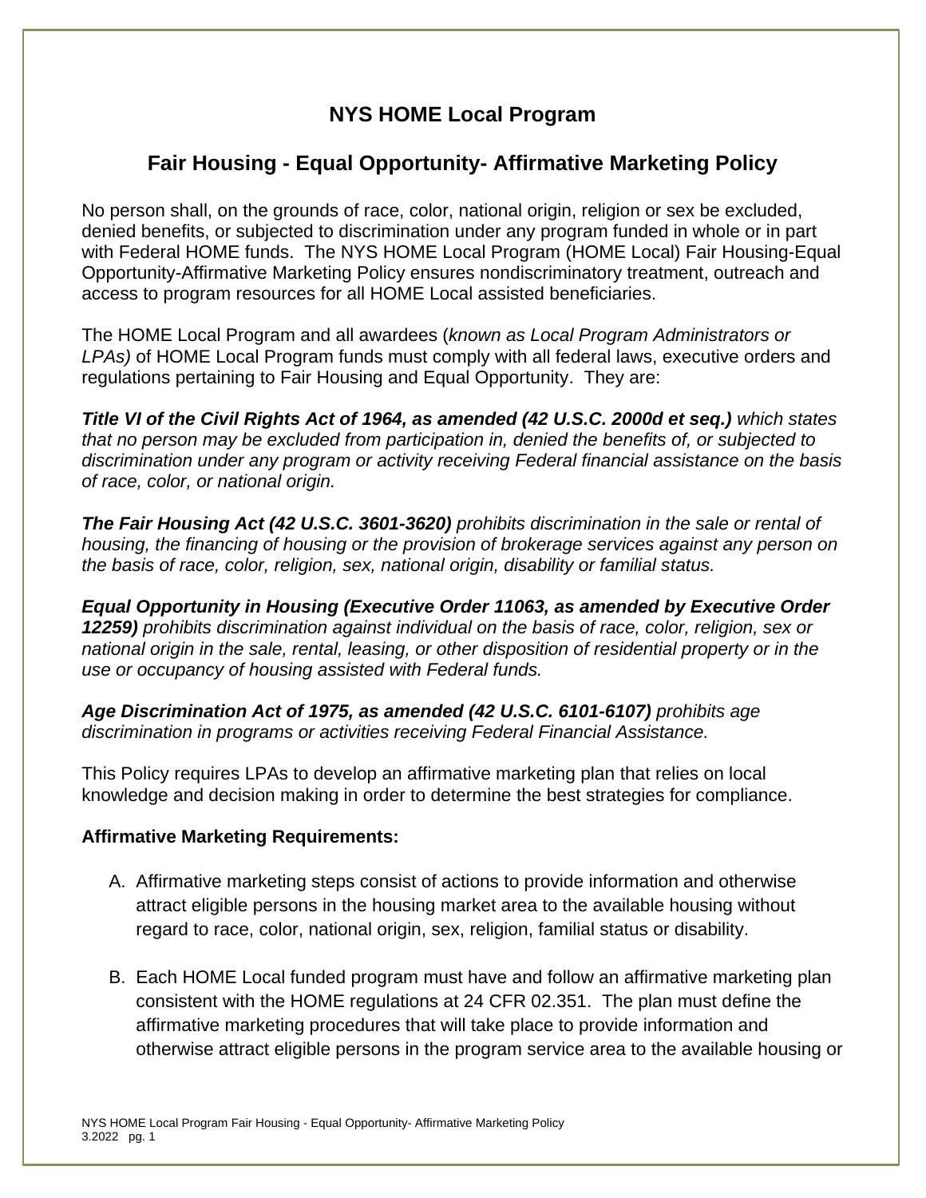# NYS HOME Local Program

## Fair Housing - Equal Opportunity- Affirmative Marketing Policy

No person shall, on the grounds of race, color, national origin, religion or sex be excluded, denied benefits, or subjected to discrimination under any program funded in whole or in part with Federal HOME funds. The NYS HOME Local Program (HOME Local) Fair Housing-Equal Opportunity-Affirmative Marketing Policy ensures nondiscriminatory treatment, outreach and access to program resources for all HOME Local assisted beneficiaries.

The HOME Local Program and all awardees (*known as Local Program Administrators or LPAs)* of HOME Local Program funds must comply with all federal laws, executive orders and regulations pertaining to Fair Housing and Equal Opportunity. They are:

***Title VI of the Civil Rights Act of 1964, as amended (42 U.S.C. 2000d et seq.)*** *which states that no person may be excluded from participation in, denied the benefits of, or subjected to discrimination under any program or activity receiving Federal financial assistance on the basis of race, color, or national origin.*

***The Fair Housing Act (42 U.S.C. 3601-3620)*** *prohibits discrimination in the sale or rental of housing, the financing of housing or the provision of brokerage services against any person on the basis of race, color, religion, sex, national origin, disability or familial status.*

***Equal Opportunity in Housing (Executive Order 11063, as amended by Executive Order 12259)*** *prohibits discrimination against individual on the basis of race, color, religion, sex or national origin in the sale, rental, leasing, or other disposition of residential property or in the use or occupancy of housing assisted with Federal funds.*

***Age Discrimination Act of 1975, as amended (42 U.S.C. 6101-6107)*** *prohibits age discrimination in programs or activities receiving Federal Financial Assistance.*

This Policy requires LPAs to develop an affirmative marketing plan that relies on local knowledge and decision making in order to determine the best strategies for compliance.

**Affirmative Marketing Requirements:**

A. Affirmative marketing steps consist of actions to provide information and otherwise attract eligible persons in the housing market area to the available housing without regard to race, color, national origin, sex, religion, familial status or disability.

B. Each HOME Local funded program must have and follow an affirmative marketing plan consistent with the HOME regulations at 24 CFR 02.351. The plan must define the affirmative marketing procedures that will take place to provide information and otherwise attract eligible persons in the program service area to the available housing or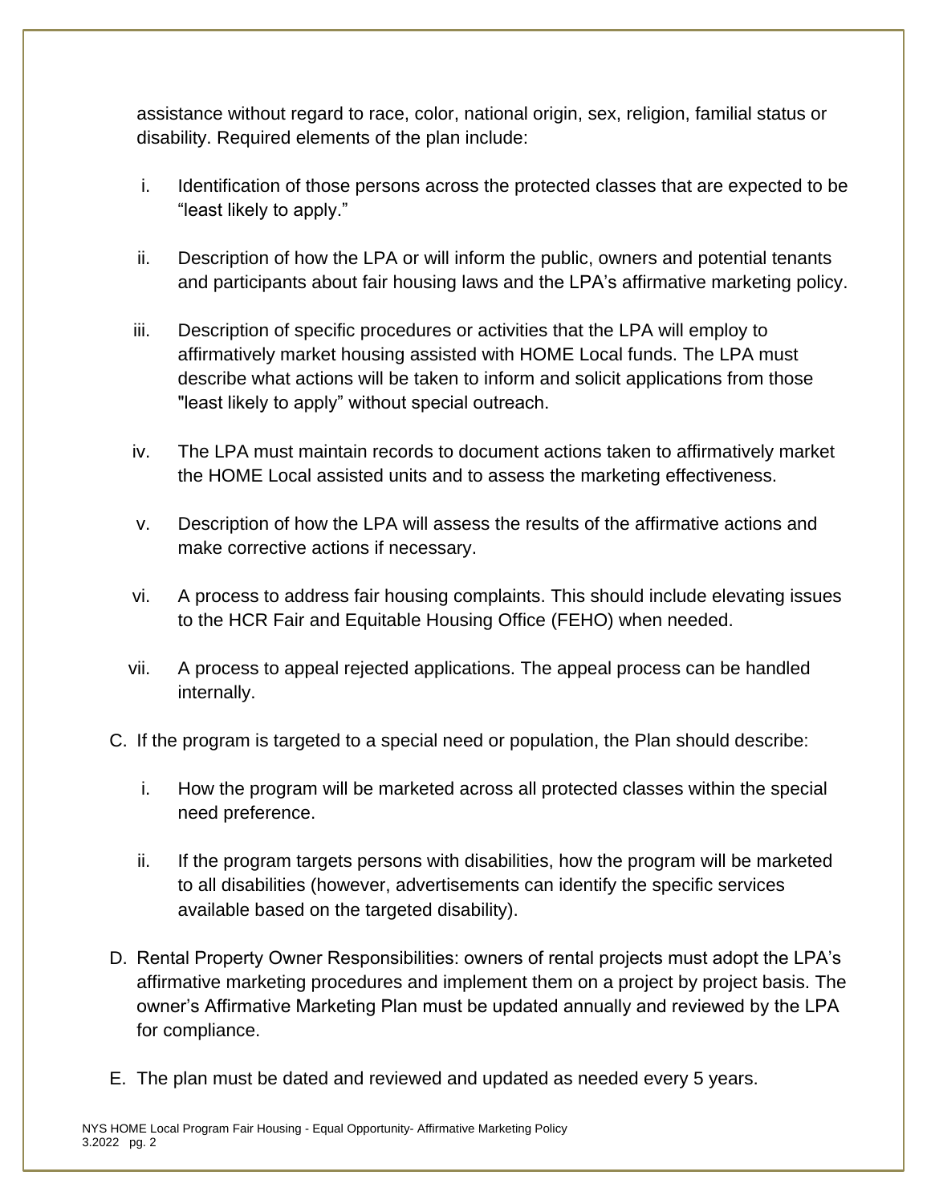assistance without regard to race, color, national origin, sex, religion, familial status or disability. Required elements of the plan include:

i. Identification of those persons across the protected classes that are expected to be "least likely to apply."

ii. Description of how the LPA or will inform the public, owners and potential tenants and participants about fair housing laws and the LPA's affirmative marketing policy.

iii. Description of specific procedures or activities that the LPA will employ to affirmatively market housing assisted with HOME Local funds. The LPA must describe what actions will be taken to inform and solicit applications from those "least likely to apply" without special outreach.

iv. The LPA must maintain records to document actions taken to affirmatively market the HOME Local assisted units and to assess the marketing effectiveness.

v. Description of how the LPA will assess the results of the affirmative actions and make corrective actions if necessary.

vi. A process to address fair housing complaints. This should include elevating issues to the HCR Fair and Equitable Housing Office (FEHO) when needed.

vii. A process to appeal rejected applications. The appeal process can be handled internally.

C. If the program is targeted to a special need or population, the Plan should describe:

i. How the program will be marketed across all protected classes within the special need preference.

ii. If the program targets persons with disabilities, how the program will be marketed to all disabilities (however, advertisements can identify the specific services available based on the targeted disability).

D. Rental Property Owner Responsibilities: owners of rental projects must adopt the LPA's affirmative marketing procedures and implement them on a project by project basis. The owner's Affirmative Marketing Plan must be updated annually and reviewed by the LPA for compliance.

E. The plan must be dated and reviewed and updated as needed every 5 years.